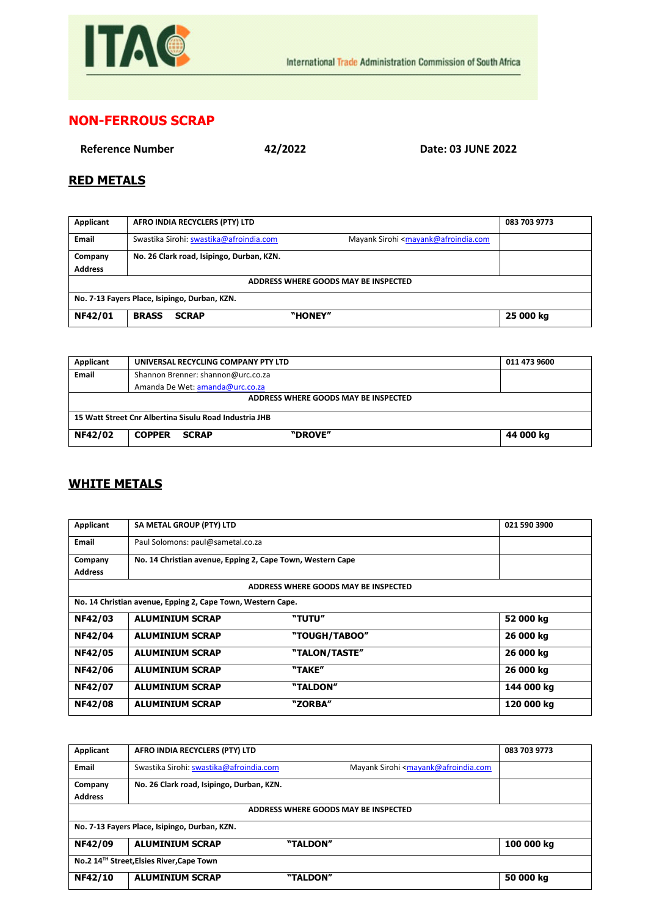ITAC

International Trade Administration Commission of South Africa

# NON-FERROUS SCRAP

**Reference Number** **42/2022** **Date: 03 JUNE 2022**

## RED METALS

| Applicant | AFRO INDIA RECYCLERS (PTY) LTD | | 083 703 9773 |
|---|---|---|---|
| Email | Swastika Sirohi: swastika@afroindia.com | Mayank Sirohi <mayank@afroindia.com | |
| Company Address | No. 26 Clark road, Isipingo, Durban, KZN. | | |
| ADDRESS WHERE GOODS MAY BE INSPECTED | | | |
| No. 7-13 Fayers Place, Isipingo, Durban, KZN. | | | |
| **NF42/01** | **BRASS SCRAP** | **"HONEY"** | **25 000 kg** |

| Applicant | UNIVERSAL RECYCLING COMPANY PTY LTD | | 011 473 9600 |
|---|---|---|---|
| Email | Shannon Brenner: shannon@urc.co.za<br>Amanda De Wet: amanda@urc.co.za | | |
| ADDRESS WHERE GOODS MAY BE INSPECTED | | | |
| 15 Watt Street Cnr Albertina Sisulu Road Industria JHB | | | |
| **NF42/02** | **COPPER SCRAP** | **"DROVE"** | **44 000 kg** |

## WHITE METALS

| Applicant | SA METAL GROUP (PTY) LTD | | 021 590 3900 |
|---|---|---|---|
| Email | Paul Solomons: paul@sametal.co.za | | |
| Company Address | No. 14 Christian avenue, Epping 2, Cape Town, Western Cape | | |
| ADDRESS WHERE GOODS MAY BE INSPECTED | | | |
| No. 14 Christian avenue, Epping 2, Cape Town, Western Cape. | | | |
| **NF42/03** | **ALUMINIUM SCRAP** | **"TUTU"** | **52 000 kg** |
| **NF42/04** | **ALUMINIUM SCRAP** | **"TOUGH/TABOO"** | **26 000 kg** |
| **NF42/05** | **ALUMINIUM SCRAP** | **"TALON/TASTE"** | **26 000 kg** |
| **NF42/06** | **ALUMINIUM SCRAP** | **"TAKE"** | **26 000 kg** |
| **NF42/07** | **ALUMINIUM SCRAP** | **"TALDON"** | **144 000 kg** |
| **NF42/08** | **ALUMINIUM SCRAP** | **"ZORBA"** | **120 000 kg** |

| Applicant | AFRO INDIA RECYCLERS (PTY) LTD | | 083 703 9773 |
|---|---|---|---|
| Email | Swastika Sirohi: swastika@afroindia.com | Mayank Sirohi <mayank@afroindia.com | |
| Company Address | No. 26 Clark road, Isipingo, Durban, KZN. | | |
| ADDRESS WHERE GOODS MAY BE INSPECTED | | | |
| No. 7-13 Fayers Place, Isipingo, Durban, KZN. | | | |
| **NF42/09** | **ALUMINIUM SCRAP** | **"TALDON"** | **100 000 kg** |
| No.2 14TH Street,Elsies River,Cape Town | | | |
| **NF42/10** | **ALUMINIUM SCRAP** | **"TALDON"** | **50 000 kg** |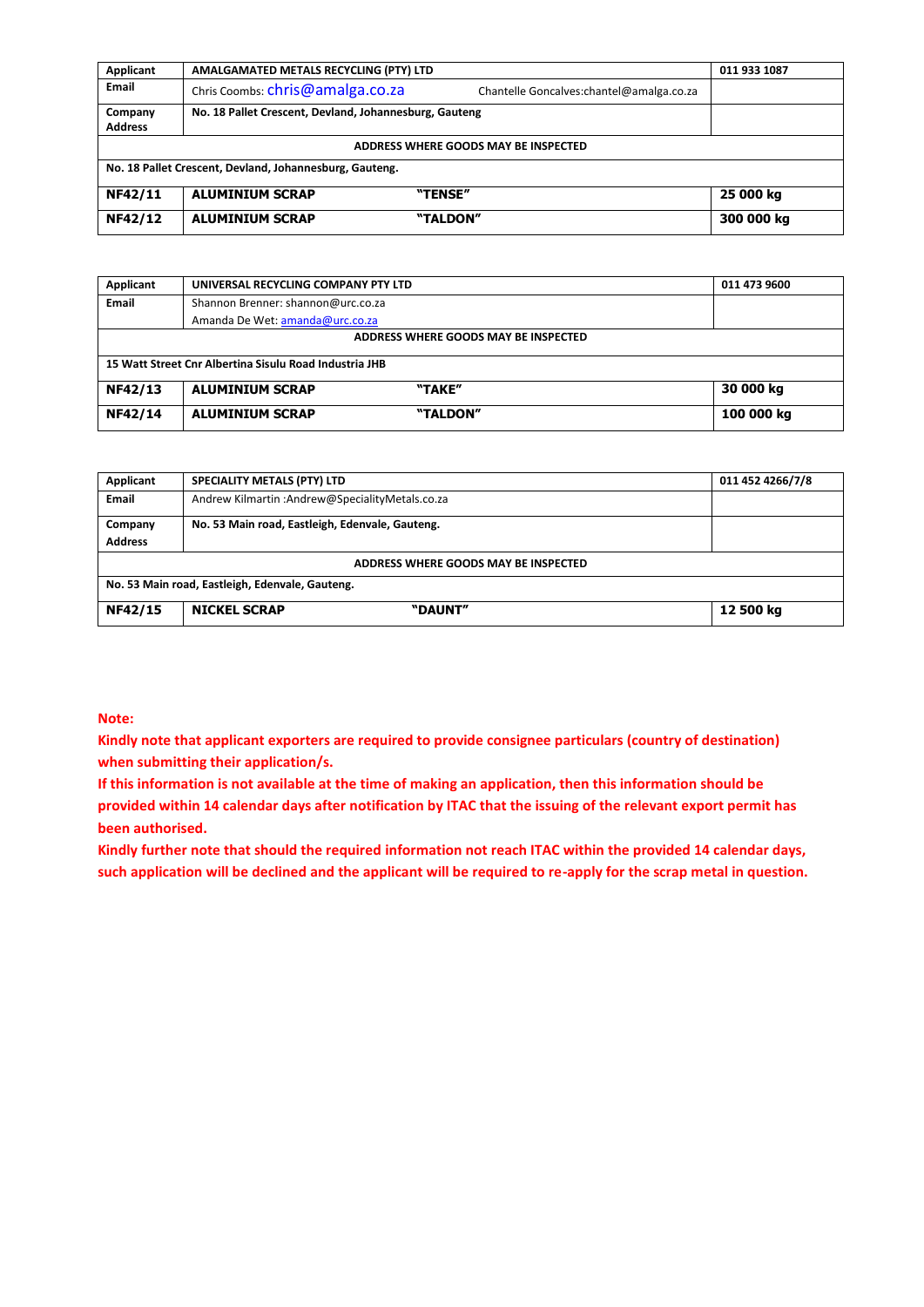| | | | |
|---|---|---|---|
| **Applicant** | **AMALGAMATED METALS RECYCLING (PTY) LTD** | | **011 933 1087** |
| **Email** | Chris Coombs: chris@amalga.co.za | Chantelle Goncalves:chantel@amalga.co.za | |
| **Company Address** | **No. 18 Pallet Crescent, Devland, Johannesburg, Gauteng** | | |
| **ADDRESS WHERE GOODS MAY BE INSPECTED** | | | |
| **No. 18 Pallet Crescent, Devland, Johannesburg, Gauteng.** | | | |
| **NF42/11** | **ALUMINIUM SCRAP** | **"TENSE"** | **25 000 kg** |
| **NF42/12** | **ALUMINIUM SCRAP** | **"TALDON"** | **300 000 kg** |

| | | | |
|---|---|---|---|
| **Applicant** | **UNIVERSAL RECYCLING COMPANY PTY LTD** | | **011 473 9600** |
| **Email** | Shannon Brenner: shannon@urc.co.za<br>Amanda De Wet: amanda@urc.co.za | | |
| **ADDRESS WHERE GOODS MAY BE INSPECTED** | | | |
| **15 Watt Street Cnr Albertina Sisulu Road Industria JHB** | | | |
| **NF42/13** | **ALUMINIUM SCRAP** | **"TAKE"** | **30 000 kg** |
| **NF42/14** | **ALUMINIUM SCRAP** | **"TALDON"** | **100 000 kg** |

| | | | |
|---|---|---|---|
| **Applicant** | **SPECIALITY METALS (PTY) LTD** | | **011 452 4266/7/8** |
| **Email** | Andrew Kilmartin :Andrew@SpecialityMetals.co.za | | |
| **Company Address** | **No. 53 Main road, Eastleigh, Edenvale, Gauteng.** | | |
| **ADDRESS WHERE GOODS MAY BE INSPECTED** | | | |
| **No. 53 Main road, Eastleigh, Edenvale, Gauteng.** | | | |
| **NF42/15** | **NICKEL SCRAP** | **"DAUNT"** | **12 500 kg** |

**Note:**

**Kindly note that applicant exporters are required to provide consignee particulars (country of destination) when submitting their application/s.**

**If this information is not available at the time of making an application, then this information should be provided within 14 calendar days after notification by ITAC that the issuing of the relevant export permit has been authorised.**

**Kindly further note that should the required information not reach ITAC within the provided 14 calendar days, such application will be declined and the applicant will be required to re-apply for the scrap metal in question.**